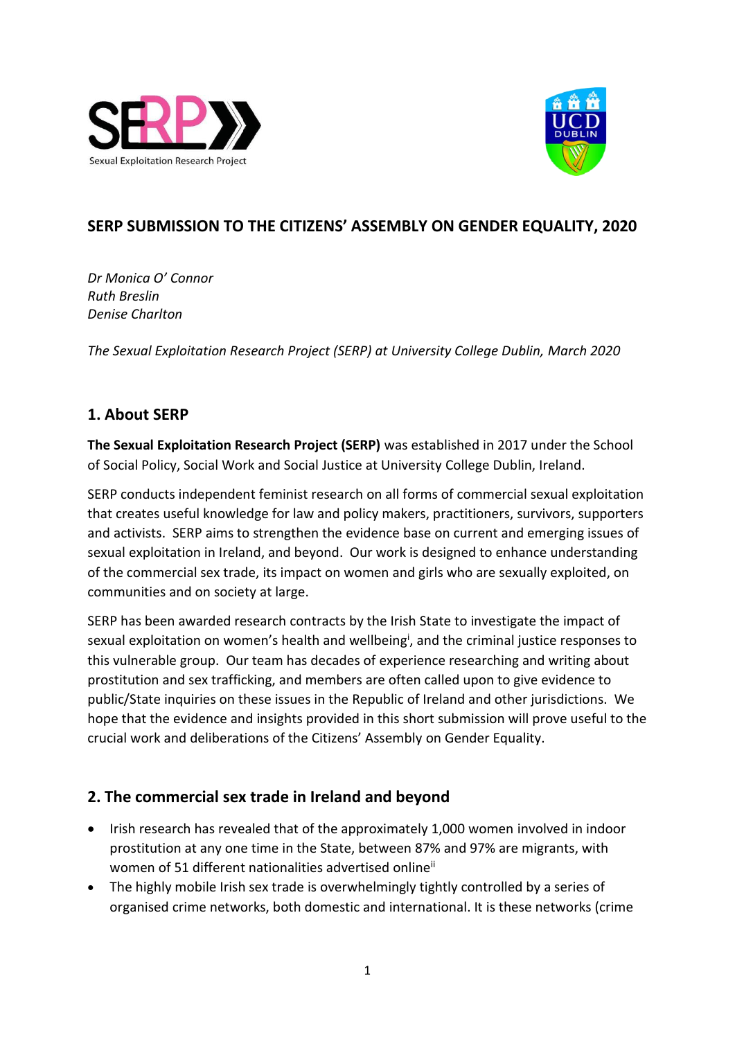# SERP SUBMISSION TO THE CITIZENS' ASSEMBLY ON GENDER EQUALITY, 2020

*Dr Monica O' Connor*
*Ruth Breslin*
*Denise Charlton*

*The Sexual Exploitation Research Project (SERP) at University College Dublin, March 2020*

## 1. About SERP

**The Sexual Exploitation Research Project (SERP)** was established in 2017 under the School of Social Policy, Social Work and Social Justice at University College Dublin, Ireland.

SERP conducts independent feminist research on all forms of commercial sexual exploitation that creates useful knowledge for law and policy makers, practitioners, survivors, supporters and activists. SERP aims to strengthen the evidence base on current and emerging issues of sexual exploitation in Ireland, and beyond. Our work is designed to enhance understanding of the commercial sex trade, its impact on women and girls who are sexually exploited, on communities and on society at large.

SERP has been awarded research contracts by the Irish State to investigate the impact of sexual exploitation on women's health and wellbeing[i], and the criminal justice responses to this vulnerable group. Our team has decades of experience researching and writing about prostitution and sex trafficking, and members are often called upon to give evidence to public/State inquiries on these issues in the Republic of Ireland and other jurisdictions. We hope that the evidence and insights provided in this short submission will prove useful to the crucial work and deliberations of the Citizens' Assembly on Gender Equality.

## 2. The commercial sex trade in Ireland and beyond

- Irish research has revealed that of the approximately 1,000 women involved in indoor prostitution at any one time in the State, between 87% and 97% are migrants, with women of 51 different nationalities advertised online[ii]
- The highly mobile Irish sex trade is overwhelmingly tightly controlled by a series of organised crime networks, both domestic and international. It is these networks (crime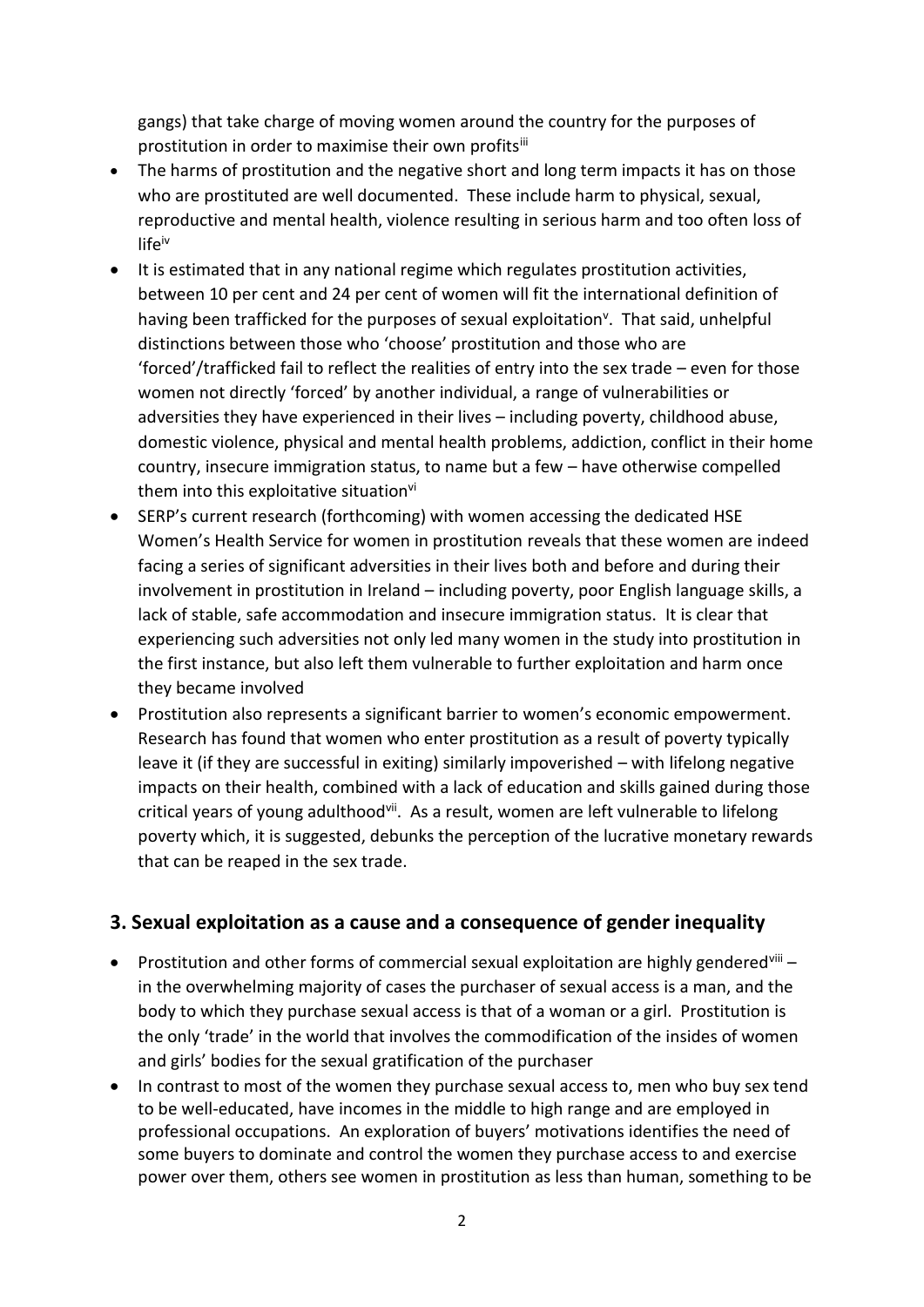gangs) that take charge of moving women around the country for the purposes of prostitution in order to maximise their own profits[iii]

- The harms of prostitution and the negative short and long term impacts it has on those who are prostituted are well documented. These include harm to physical, sexual, reproductive and mental health, violence resulting in serious harm and too often loss of life[iv]
- It is estimated that in any national regime which regulates prostitution activities, between 10 per cent and 24 per cent of women will fit the international definition of having been trafficked for the purposes of sexual exploitation[v]. That said, unhelpful distinctions between those who 'choose' prostitution and those who are 'forced'/trafficked fail to reflect the realities of entry into the sex trade – even for those women not directly 'forced' by another individual, a range of vulnerabilities or adversities they have experienced in their lives – including poverty, childhood abuse, domestic violence, physical and mental health problems, addiction, conflict in their home country, insecure immigration status, to name but a few – have otherwise compelled them into this exploitative situation[vi]
- SERP's current research (forthcoming) with women accessing the dedicated HSE Women's Health Service for women in prostitution reveals that these women are indeed facing a series of significant adversities in their lives both and before and during their involvement in prostitution in Ireland – including poverty, poor English language skills, a lack of stable, safe accommodation and insecure immigration status. It is clear that experiencing such adversities not only led many women in the study into prostitution in the first instance, but also left them vulnerable to further exploitation and harm once they became involved
- Prostitution also represents a significant barrier to women's economic empowerment. Research has found that women who enter prostitution as a result of poverty typically leave it (if they are successful in exiting) similarly impoverished – with lifelong negative impacts on their health, combined with a lack of education and skills gained during those critical years of young adulthood[vii]. As a result, women are left vulnerable to lifelong poverty which, it is suggested, debunks the perception of the lucrative monetary rewards that can be reaped in the sex trade.

## 3. Sexual exploitation as a cause and a consequence of gender inequality

- Prostitution and other forms of commercial sexual exploitation are highly gendered[viii] – in the overwhelming majority of cases the purchaser of sexual access is a man, and the body to which they purchase sexual access is that of a woman or a girl. Prostitution is the only 'trade' in the world that involves the commodification of the insides of women and girls' bodies for the sexual gratification of the purchaser
- In contrast to most of the women they purchase sexual access to, men who buy sex tend to be well-educated, have incomes in the middle to high range and are employed in professional occupations. An exploration of buyers' motivations identifies the need of some buyers to dominate and control the women they purchase access to and exercise power over them, others see women in prostitution as less than human, something to be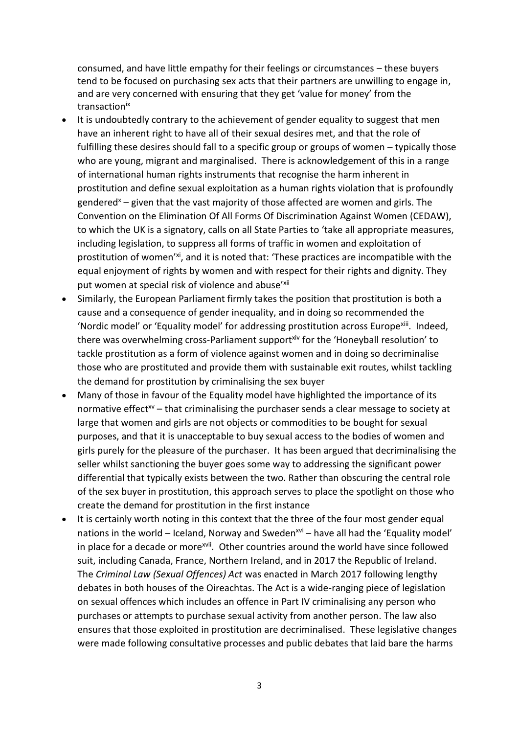consumed, and have little empathy for their feelings or circumstances – these buyers tend to be focused on purchasing sex acts that their partners are unwilling to engage in, and are very concerned with ensuring that they get 'value for money' from the transaction[ix]

- It is undoubtedly contrary to the achievement of gender equality to suggest that men have an inherent right to have all of their sexual desires met, and that the role of fulfilling these desires should fall to a specific group or groups of women – typically those who are young, migrant and marginalised. There is acknowledgement of this in a range of international human rights instruments that recognise the harm inherent in prostitution and define sexual exploitation as a human rights violation that is profoundly gendered[x] – given that the vast majority of those affected are women and girls. The Convention on the Elimination Of All Forms Of Discrimination Against Women (CEDAW), to which the UK is a signatory, calls on all State Parties to 'take all appropriate measures, including legislation, to suppress all forms of traffic in women and exploitation of prostitution of women'[xi], and it is noted that: 'These practices are incompatible with the equal enjoyment of rights by women and with respect for their rights and dignity. They put women at special risk of violence and abuse'[xii]
- Similarly, the European Parliament firmly takes the position that prostitution is both a cause and a consequence of gender inequality, and in doing so recommended the 'Nordic model' or 'Equality model' for addressing prostitution across Europe[xiii]. Indeed, there was overwhelming cross-Parliament support[xiv] for the 'Honeyball resolution' to tackle prostitution as a form of violence against women and in doing so decriminalise those who are prostituted and provide them with sustainable exit routes, whilst tackling the demand for prostitution by criminalising the sex buyer
- Many of those in favour of the Equality model have highlighted the importance of its normative effect[xv] – that criminalising the purchaser sends a clear message to society at large that women and girls are not objects or commodities to be bought for sexual purposes, and that it is unacceptable to buy sexual access to the bodies of women and girls purely for the pleasure of the purchaser. It has been argued that decriminalising the seller whilst sanctioning the buyer goes some way to addressing the significant power differential that typically exists between the two. Rather than obscuring the central role of the sex buyer in prostitution, this approach serves to place the spotlight on those who create the demand for prostitution in the first instance
- It is certainly worth noting in this context that the three of the four most gender equal nations in the world – Iceland, Norway and Sweden[xvi] – have all had the 'Equality model' in place for a decade or more[xvii]. Other countries around the world have since followed suit, including Canada, France, Northern Ireland, and in 2017 the Republic of Ireland. The *Criminal Law (Sexual Offences) Act* was enacted in March 2017 following lengthy debates in both houses of the Oireachtas. The Act is a wide-ranging piece of legislation on sexual offences which includes an offence in Part IV criminalising any person who purchases or attempts to purchase sexual activity from another person. The law also ensures that those exploited in prostitution are decriminalised. These legislative changes were made following consultative processes and public debates that laid bare the harms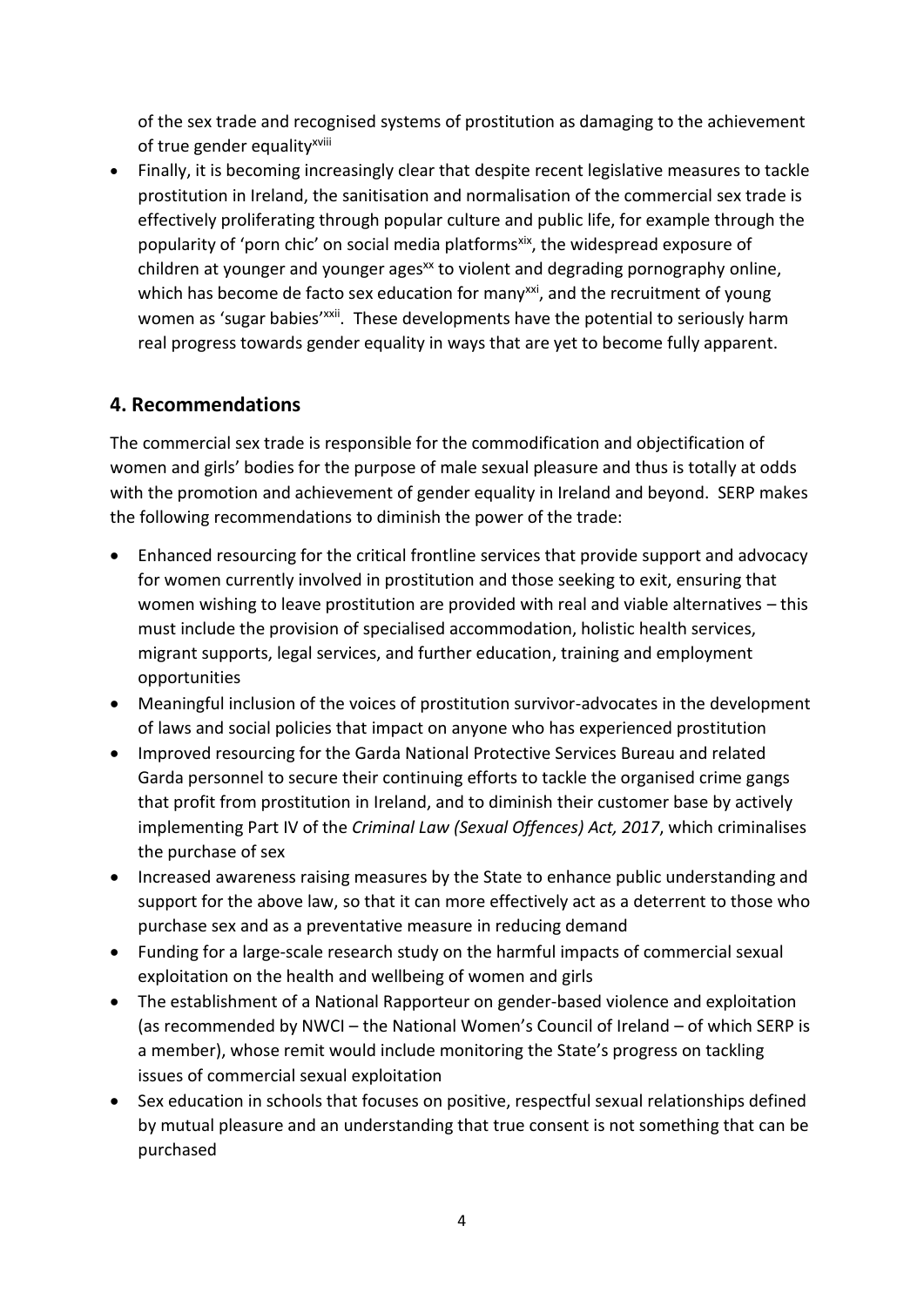of the sex trade and recognised systems of prostitution as damaging to the achievement of true gender equality[xviii]

- Finally, it is becoming increasingly clear that despite recent legislative measures to tackle prostitution in Ireland, the sanitisation and normalisation of the commercial sex trade is effectively proliferating through popular culture and public life, for example through the popularity of 'porn chic' on social media platforms[xix], the widespread exposure of children at younger and younger ages[xx] to violent and degrading pornography online, which has become de facto sex education for many[xxi], and the recruitment of young women as 'sugar babies'[xxii]. These developments have the potential to seriously harm real progress towards gender equality in ways that are yet to become fully apparent.

## 4. Recommendations

The commercial sex trade is responsible for the commodification and objectification of women and girls' bodies for the purpose of male sexual pleasure and thus is totally at odds with the promotion and achievement of gender equality in Ireland and beyond. SERP makes the following recommendations to diminish the power of the trade:

- Enhanced resourcing for the critical frontline services that provide support and advocacy for women currently involved in prostitution and those seeking to exit, ensuring that women wishing to leave prostitution are provided with real and viable alternatives – this must include the provision of specialised accommodation, holistic health services, migrant supports, legal services, and further education, training and employment opportunities
- Meaningful inclusion of the voices of prostitution survivor-advocates in the development of laws and social policies that impact on anyone who has experienced prostitution
- Improved resourcing for the Garda National Protective Services Bureau and related Garda personnel to secure their continuing efforts to tackle the organised crime gangs that profit from prostitution in Ireland, and to diminish their customer base by actively implementing Part IV of the *Criminal Law (Sexual Offences) Act, 2017*, which criminalises the purchase of sex
- Increased awareness raising measures by the State to enhance public understanding and support for the above law, so that it can more effectively act as a deterrent to those who purchase sex and as a preventative measure in reducing demand
- Funding for a large-scale research study on the harmful impacts of commercial sexual exploitation on the health and wellbeing of women and girls
- The establishment of a National Rapporteur on gender-based violence and exploitation (as recommended by NWCI – the National Women's Council of Ireland – of which SERP is a member), whose remit would include monitoring the State's progress on tackling issues of commercial sexual exploitation
- Sex education in schools that focuses on positive, respectful sexual relationships defined by mutual pleasure and an understanding that true consent is not something that can be purchased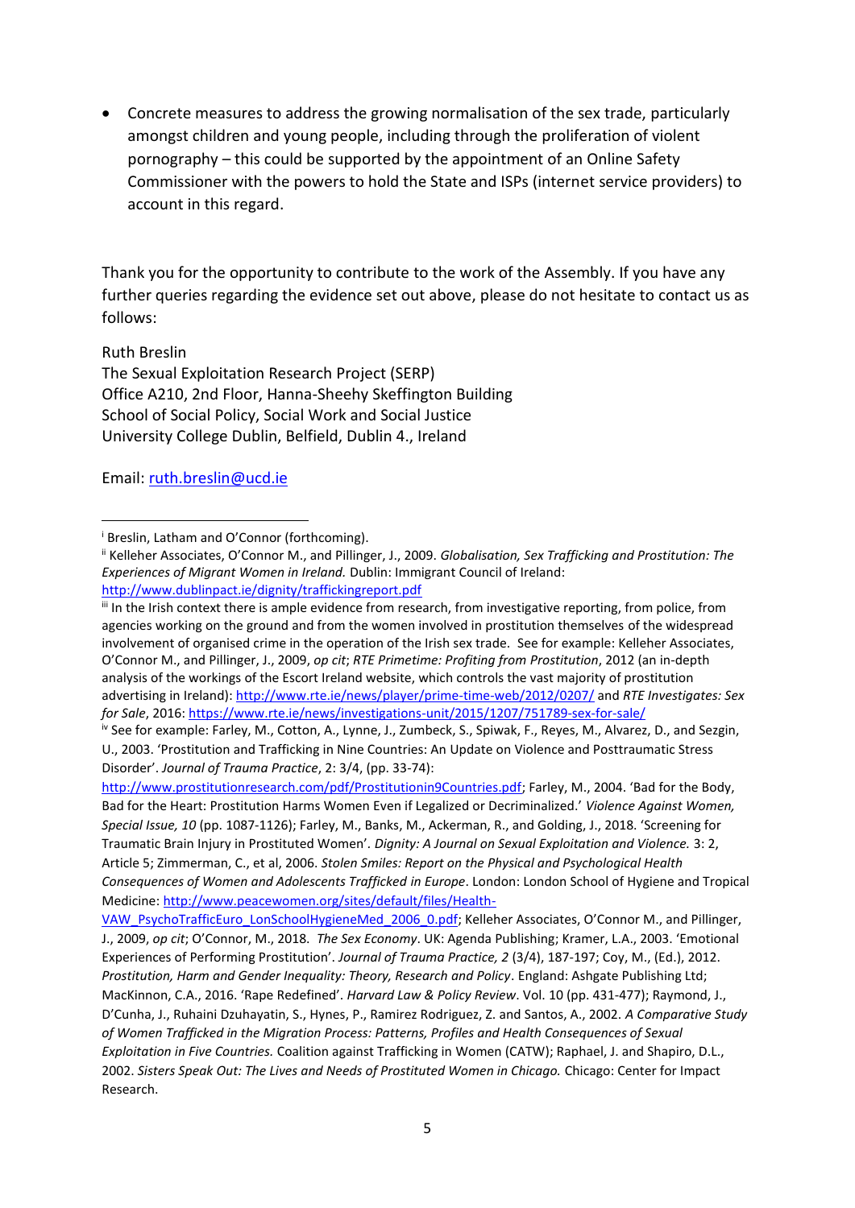- Concrete measures to address the growing normalisation of the sex trade, particularly amongst children and young people, including through the proliferation of violent pornography – this could be supported by the appointment of an Online Safety Commissioner with the powers to hold the State and ISPs (internet service providers) to account in this regard.

Thank you for the opportunity to contribute to the work of the Assembly. If you have any further queries regarding the evidence set out above, please do not hesitate to contact us as follows:

Ruth Breslin
The Sexual Exploitation Research Project (SERP)
Office A210, 2nd Floor, Hanna-Sheehy Skeffington Building
School of Social Policy, Social Work and Social Justice
University College Dublin, Belfield, Dublin 4., Ireland

Email: ruth.breslin@ucd.ie

---

[i] Breslin, Latham and O'Connor (forthcoming).

[ii] Kelleher Associates, O'Connor M., and Pillinger, J., 2009. *Globalisation, Sex Trafficking and Prostitution: The Experiences of Migrant Women in Ireland.* Dublin: Immigrant Council of Ireland: http://www.dublinpact.ie/dignity/traffickingreport.pdf

[iii] In the Irish context there is ample evidence from research, from investigative reporting, from police, from agencies working on the ground and from the women involved in prostitution themselves of the widespread involvement of organised crime in the operation of the Irish sex trade. See for example: Kelleher Associates, O'Connor M., and Pillinger, J., 2009, *op cit*; *RTE Primetime: Profiting from Prostitution*, 2012 (an in-depth analysis of the workings of the Escort Ireland website, which controls the vast majority of prostitution advertising in Ireland): http://www.rte.ie/news/player/prime-time-web/2012/0207/ and *RTE Investigates: Sex for Sale*, 2016: https://www.rte.ie/news/investigations-unit/2015/1207/751789-sex-for-sale/

[iv] See for example: Farley, M., Cotton, A., Lynne, J., Zumbeck, S., Spiwak, F., Reyes, M., Alvarez, D., and Sezgin, U., 2003. 'Prostitution and Trafficking in Nine Countries: An Update on Violence and Posttraumatic Stress Disorder'. *Journal of Trauma Practice*, 2: 3/4, (pp. 33-74): http://www.prostitutionresearch.com/pdf/Prostitutionin9Countries.pdf; Farley, M., 2004. 'Bad for the Body, Bad for the Heart: Prostitution Harms Women Even if Legalized or Decriminalized.' *Violence Against Women, Special Issue, 10* (pp. 1087-1126); Farley, M., Banks, M., Ackerman, R., and Golding, J., 2018. 'Screening for Traumatic Brain Injury in Prostituted Women'. *Dignity: A Journal on Sexual Exploitation and Violence.* 3: 2, Article 5; Zimmerman, C., et al, 2006. *Stolen Smiles: Report on the Physical and Psychological Health Consequences of Women and Adolescents Trafficked in Europe*. London: London School of Hygiene and Tropical Medicine: http://www.peacewomen.org/sites/default/files/Health-VAW_PsychoTrafficEuro_LonSchoolHygieneMed_2006_0.pdf; Kelleher Associates, O'Connor M., and Pillinger, J., 2009, *op cit*; O'Connor, M., 2018. *The Sex Economy*. UK: Agenda Publishing; Kramer, L.A., 2003. 'Emotional Experiences of Performing Prostitution'. *Journal of Trauma Practice, 2* (3/4), 187-197; Coy, M., (Ed.), 2012. *Prostitution, Harm and Gender Inequality: Theory, Research and Policy*. England: Ashgate Publishing Ltd; MacKinnon, C.A., 2016. 'Rape Redefined'. *Harvard Law & Policy Review*. Vol. 10 (pp. 431-477); Raymond, J., D'Cunha, J., Ruhaini Dzuhayatin, S., Hynes, P., Ramirez Rodriguez, Z. and Santos, A., 2002. *A Comparative Study of Women Trafficked in the Migration Process: Patterns, Profiles and Health Consequences of Sexual Exploitation in Five Countries.* Coalition against Trafficking in Women (CATW); Raphael, J. and Shapiro, D.L., 2002. *Sisters Speak Out: The Lives and Needs of Prostituted Women in Chicago.* Chicago: Center for Impact Research.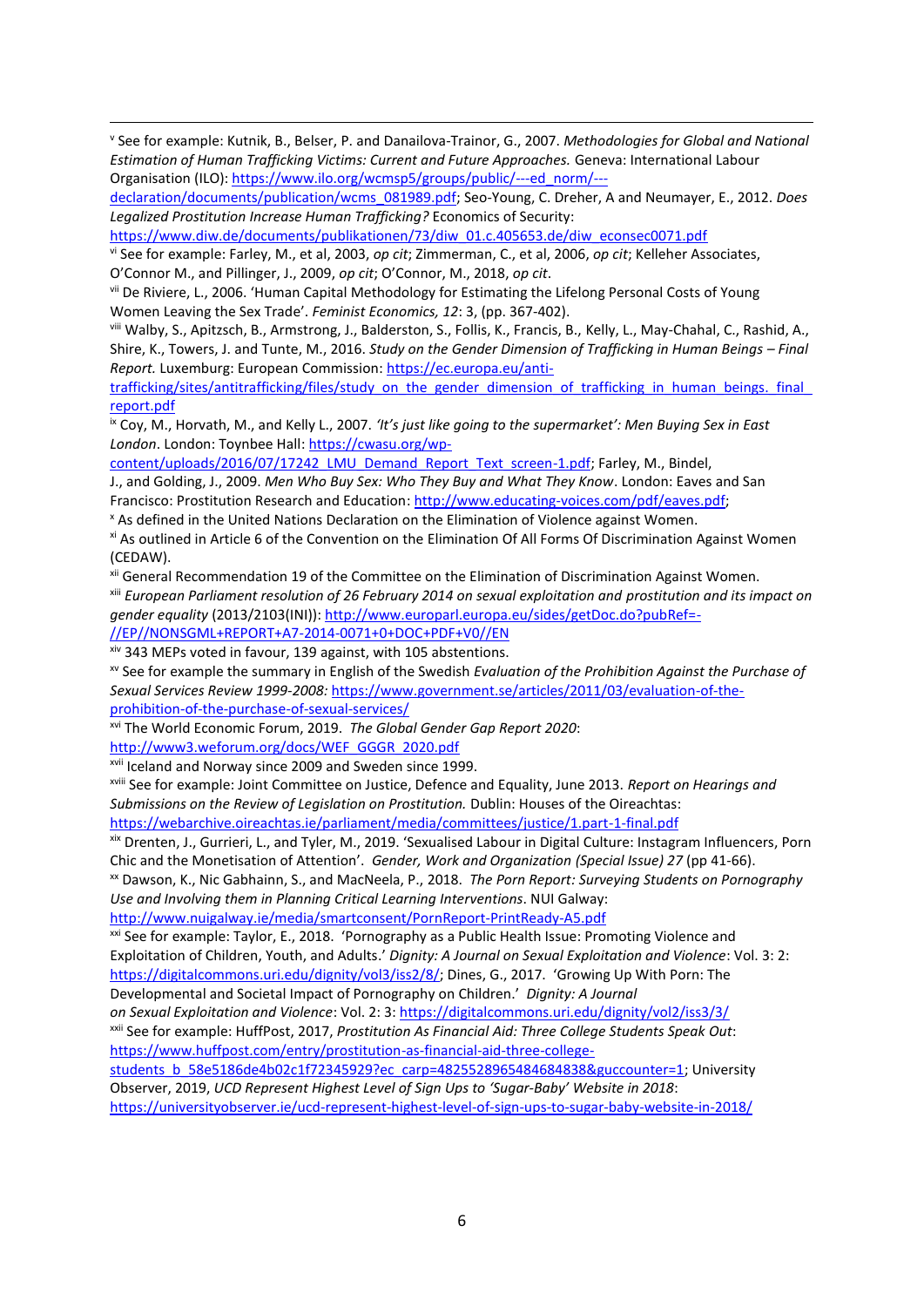[v] See for example: Kutnik, B., Belser, P. and Danailova-Trainor, G., 2007. *Methodologies for Global and National Estimation of Human Trafficking Victims: Current and Future Approaches.* Geneva: International Labour Organisation (ILO): https://www.ilo.org/wcmsp5/groups/public/---ed_norm/---declaration/documents/publication/wcms_081989.pdf; Seo-Young, C. Dreher, A and Neumayer, E., 2012. *Does Legalized Prostitution Increase Human Trafficking?* Economics of Security: https://www.diw.de/documents/publikationen/73/diw_01.c.405653.de/diw_econsec0071.pdf

[vi] See for example: Farley, M., et al, 2003, *op cit*; Zimmerman, C., et al, 2006, *op cit*; Kelleher Associates, O'Connor M., and Pillinger, J., 2009, *op cit*; O'Connor, M., 2018, *op cit*.

[vii] De Riviere, L., 2006. 'Human Capital Methodology for Estimating the Lifelong Personal Costs of Young Women Leaving the Sex Trade'. *Feminist Economics, 12*: 3, (pp. 367-402).

[viii] Walby, S., Apitzsch, B., Armstrong, J., Balderston, S., Follis, K., Francis, B., Kelly, L., May-Chahal, C., Rashid, A., Shire, K., Towers, J. and Tunte, M., 2016. *Study on the Gender Dimension of Trafficking in Human Beings – Final Report.* Luxemburg: European Commission: https://ec.europa.eu/anti-trafficking/sites/antitrafficking/files/study_on_the_gender_dimension_of_trafficking_in_human_beings._final_report.pdf

[ix] Coy, M., Horvath, M., and Kelly L., 2007. *'It's just like going to the supermarket': Men Buying Sex in East London*. London: Toynbee Hall: https://cwasu.org/wp-content/uploads/2016/07/17242_LMU_Demand_Report_Text_screen-1.pdf; Farley, M., Bindel, J., and Golding, J., 2009. *Men Who Buy Sex: Who They Buy and What They Know*. London: Eaves and San Francisco: Prostitution Research and Education: http://www.educating-voices.com/pdf/eaves.pdf;

[x] As defined in the United Nations Declaration on the Elimination of Violence against Women.

[xi] As outlined in Article 6 of the Convention on the Elimination Of All Forms Of Discrimination Against Women (CEDAW).

[xii] General Recommendation 19 of the Committee on the Elimination of Discrimination Against Women.

[xiii] *European Parliament resolution of 26 February 2014 on sexual exploitation and prostitution and its impact on gender equality* (2013/2103(INI)): http://www.europarl.europa.eu/sides/getDoc.do?pubRef=-//EP//NONSGML+REPORT+A7-2014-0071+0+DOC+PDF+V0//EN

[xiv] 343 MEPs voted in favour, 139 against, with 105 abstentions.

[xv] See for example the summary in English of the Swedish *Evaluation of the Prohibition Against the Purchase of Sexual Services Review 1999-2008:* https://www.government.se/articles/2011/03/evaluation-of-the-prohibition-of-the-purchase-of-sexual-services/

[xvi] The World Economic Forum, 2019. *The Global Gender Gap Report 2020*: http://www3.weforum.org/docs/WEF_GGGR_2020.pdf

[xvii] Iceland and Norway since 2009 and Sweden since 1999.

[xviii] See for example: Joint Committee on Justice, Defence and Equality, June 2013. *Report on Hearings and Submissions on the Review of Legislation on Prostitution.* Dublin: Houses of the Oireachtas: https://webarchive.oireachtas.ie/parliament/media/committees/justice/1.part-1-final.pdf

[xix] Drenten, J., Gurrieri, L., and Tyler, M., 2019. 'Sexualised Labour in Digital Culture: Instagram Influencers, Porn Chic and the Monetisation of Attention'. *Gender, Work and Organization (Special Issue) 27* (pp 41-66).

[xx] Dawson, K., Nic Gabhainn, S., and MacNeela, P., 2018. *The Porn Report: Surveying Students on Pornography Use and Involving them in Planning Critical Learning Interventions*. NUI Galway: http://www.nuigalway.ie/media/smartconsent/PornReport-PrintReady-A5.pdf

[xxi] See for example: Taylor, E., 2018. 'Pornography as a Public Health Issue: Promoting Violence and Exploitation of Children, Youth, and Adults.' *Dignity: A Journal on Sexual Exploitation and Violence*: Vol. 3: 2: https://digitalcommons.uri.edu/dignity/vol3/iss2/8/; Dines, G., 2017. 'Growing Up With Porn: The Developmental and Societal Impact of Pornography on Children.' *Dignity: A Journal on Sexual Exploitation and Violence*: Vol. 2: 3: https://digitalcommons.uri.edu/dignity/vol2/iss3/3/

[xxii] See for example: HuffPost, 2017, *Prostitution As Financial Aid: Three College Students Speak Out*: https://www.huffpost.com/entry/prostitution-as-financial-aid-three-college-students_b_58e5186de4b02c1f72345929?ec_carp=4825528965484684838&guccounter=1; University Observer, 2019, *UCD Represent Highest Level of Sign Ups to 'Sugar-Baby' Website in 2018*: https://universityobserver.ie/ucd-represent-highest-level-of-sign-ups-to-sugar-baby-website-in-2018/